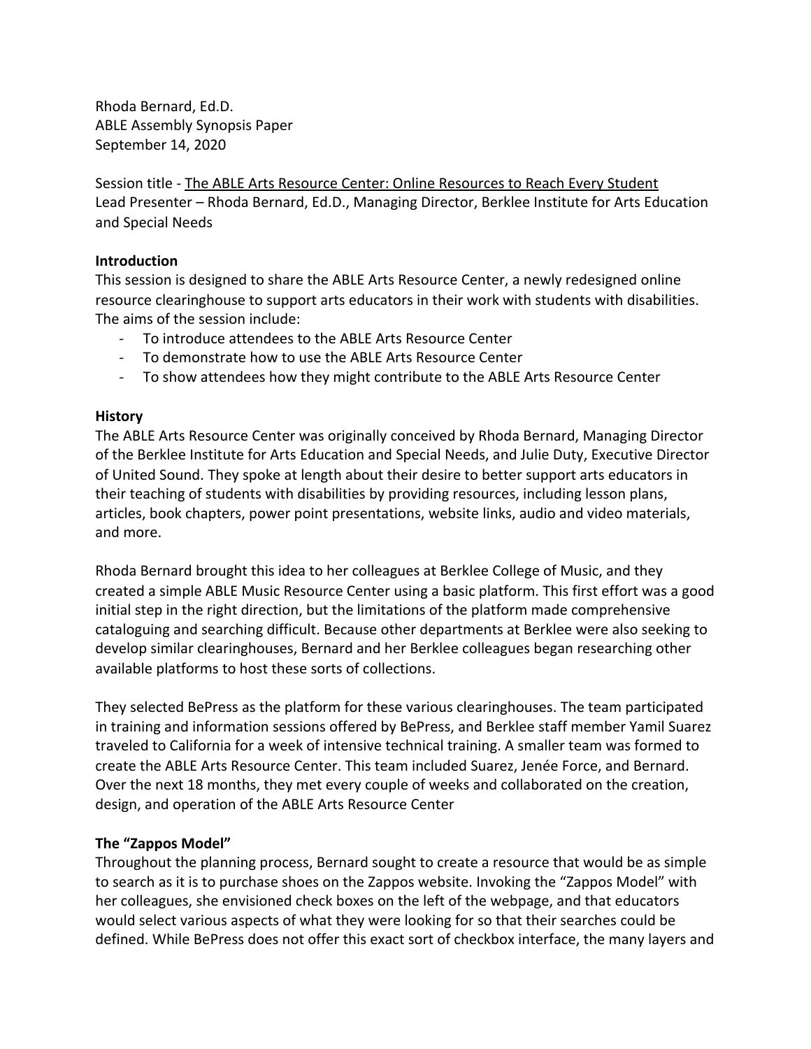Rhoda Bernard, Ed.D.
ABLE Assembly Synopsis Paper
September 14, 2020

Session title - <u>The ABLE Arts Resource Center: Online Resources to Reach Every Student</u>
Lead Presenter – Rhoda Bernard, Ed.D., Managing Director, Berklee Institute for Arts Education and Special Needs

**Introduction**

This session is designed to share the ABLE Arts Resource Center, a newly redesigned online resource clearinghouse to support arts educators in their work with students with disabilities. The aims of the session include:

- To introduce attendees to the ABLE Arts Resource Center
- To demonstrate how to use the ABLE Arts Resource Center
- To show attendees how they might contribute to the ABLE Arts Resource Center

**History**

The ABLE Arts Resource Center was originally conceived by Rhoda Bernard, Managing Director of the Berklee Institute for Arts Education and Special Needs, and Julie Duty, Executive Director of United Sound. They spoke at length about their desire to better support arts educators in their teaching of students with disabilities by providing resources, including lesson plans, articles, book chapters, power point presentations, website links, audio and video materials, and more.

Rhoda Bernard brought this idea to her colleagues at Berklee College of Music, and they created a simple ABLE Music Resource Center using a basic platform. This first effort was a good initial step in the right direction, but the limitations of the platform made comprehensive cataloguing and searching difficult. Because other departments at Berklee were also seeking to develop similar clearinghouses, Bernard and her Berklee colleagues began researching other available platforms to host these sorts of collections.

They selected BePress as the platform for these various clearinghouses. The team participated in training and information sessions offered by BePress, and Berklee staff member Yamil Suarez traveled to California for a week of intensive technical training. A smaller team was formed to create the ABLE Arts Resource Center. This team included Suarez, Jenée Force, and Bernard. Over the next 18 months, they met every couple of weeks and collaborated on the creation, design, and operation of the ABLE Arts Resource Center

**The "Zappos Model"**

Throughout the planning process, Bernard sought to create a resource that would be as simple to search as it is to purchase shoes on the Zappos website. Invoking the "Zappos Model" with her colleagues, she envisioned check boxes on the left of the webpage, and that educators would select various aspects of what they were looking for so that their searches could be defined. While BePress does not offer this exact sort of checkbox interface, the many layers and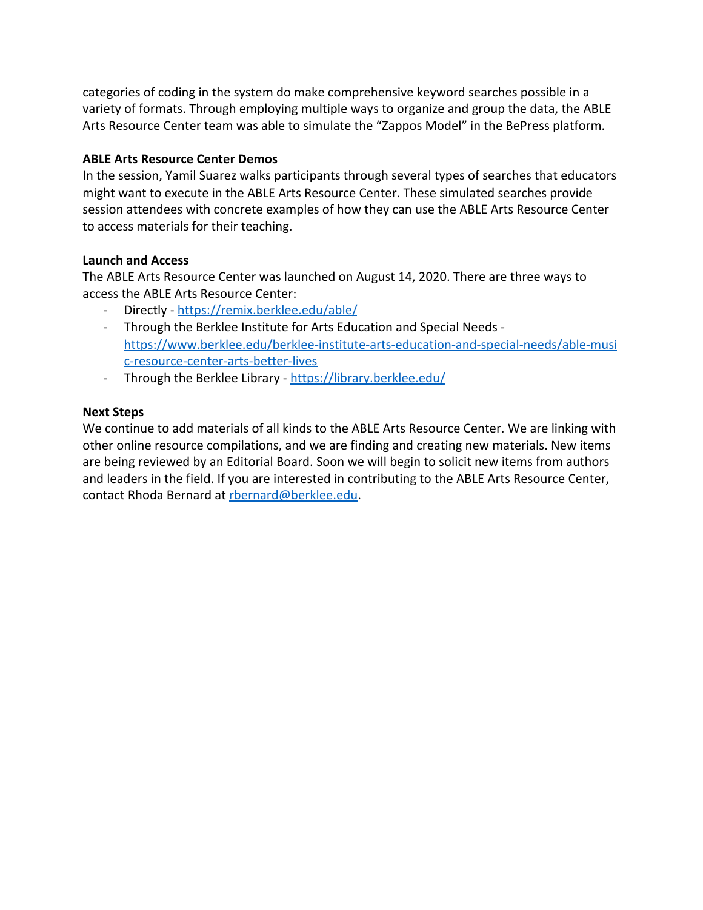categories of coding in the system do make comprehensive keyword searches possible in a variety of formats. Through employing multiple ways to organize and group the data, the ABLE Arts Resource Center team was able to simulate the "Zappos Model" in the BePress platform.

**ABLE Arts Resource Center Demos**

In the session, Yamil Suarez walks participants through several types of searches that educators might want to execute in the ABLE Arts Resource Center. These simulated searches provide session attendees with concrete examples of how they can use the ABLE Arts Resource Center to access materials for their teaching.

**Launch and Access**

The ABLE Arts Resource Center was launched on August 14, 2020. There are three ways to access the ABLE Arts Resource Center:

- Directly - https://remix.berklee.edu/able/
- Through the Berklee Institute for Arts Education and Special Needs - https://www.berklee.edu/berklee-institute-arts-education-and-special-needs/able-music-resource-center-arts-better-lives
- Through the Berklee Library - https://library.berklee.edu/

**Next Steps**

We continue to add materials of all kinds to the ABLE Arts Resource Center. We are linking with other online resource compilations, and we are finding and creating new materials. New items are being reviewed by an Editorial Board. Soon we will begin to solicit new items from authors and leaders in the field. If you are interested in contributing to the ABLE Arts Resource Center, contact Rhoda Bernard at rbernard@berklee.edu.